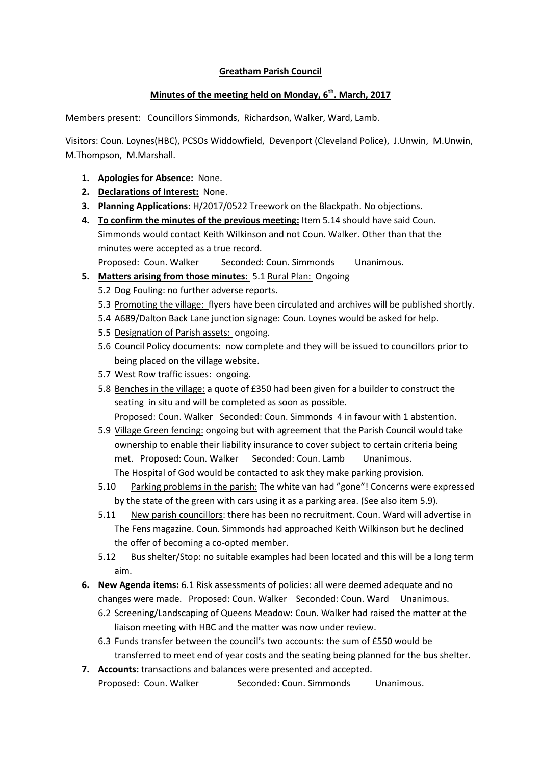# Greatham Parish Council

## Minutes of the meeting held on Monday, 6th. March, 2017

Members present: Councillors Simmonds, Richardson, Walker, Ward, Lamb.

Visitors: Coun. Loynes(HBC), PCSOs Widdowfield, Devenport (Cleveland Police), J.Unwin, M.Unwin, M.Thompson, M.Marshall.

1. **Apologies for Absence:** None.
2. **Declarations of Interest:** None.
3. **Planning Applications:** H/2017/0522 Treework on the Blackpath. No objections.
4. **To confirm the minutes of the previous meeting:** Item 5.14 should have said Coun. Simmonds would contact Keith Wilkinson and not Coun. Walker. Other than that the minutes were accepted as a true record.
   Proposed: Coun. Walker Seconded: Coun. Simmonds Unanimous.
5. **Matters arising from those minutes:** 5.1 Rural Plan: Ongoing
   - 5.2 Dog Fouling: no further adverse reports.
   - 5.3 Promoting the village: flyers have been circulated and archives will be published shortly.
   - 5.4 A689/Dalton Back Lane junction signage: Coun. Loynes would be asked for help.
   - 5.5 Designation of Parish assets: ongoing.
   - 5.6 Council Policy documents: now complete and they will be issued to councillors prior to being placed on the village website.
   - 5.7 West Row traffic issues: ongoing.
   - 5.8 Benches in the village: a quote of £350 had been given for a builder to construct the seating in situ and will be completed as soon as possible.
     Proposed: Coun. Walker Seconded: Coun. Simmonds 4 in favour with 1 abstention.
   - 5.9 Village Green fencing: ongoing but with agreement that the Parish Council would take ownership to enable their liability insurance to cover subject to certain criteria being met. Proposed: Coun. Walker Seconded: Coun. Lamb Unanimous.
     The Hospital of God would be contacted to ask they make parking provision.
   - 5.10 Parking problems in the parish: The white van had "gone"! Concerns were expressed by the state of the green with cars using it as a parking area. (See also item 5.9).
   - 5.11 New parish councillors: there has been no recruitment. Coun. Ward will advertise in The Fens magazine. Coun. Simmonds had approached Keith Wilkinson but he declined the offer of becoming a co-opted member.
   - 5.12 Bus shelter/Stop: no suitable examples had been located and this will be a long term aim.
6. **New Agenda items:** 6.1 Risk assessments of policies: all were deemed adequate and no changes were made. Proposed: Coun. Walker Seconded: Coun. Ward Unanimous.
   - 6.2 Screening/Landscaping of Queens Meadow: Coun. Walker had raised the matter at the liaison meeting with HBC and the matter was now under review.
   - 6.3 Funds transfer between the council's two accounts: the sum of £550 would be transferred to meet end of year costs and the seating being planned for the bus shelter.
7. **Accounts:** transactions and balances were presented and accepted.
   Proposed: Coun. Walker Seconded: Coun. Simmonds Unanimous.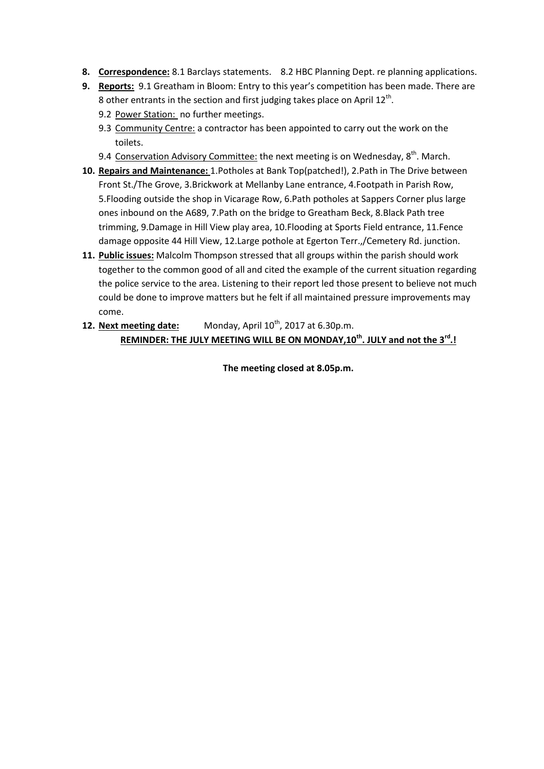8. **Correspondence:** 8.1 Barclays statements. 8.2 HBC Planning Dept. re planning applications.
9. **Reports:** 9.1 Greatham in Bloom: Entry to this year's competition has been made. There are 8 other entrants in the section and first judging takes place on April 12th.
   - 9.2 Power Station: no further meetings.
   - 9.3 Community Centre: a contractor has been appointed to carry out the work on the toilets.
   - 9.4 Conservation Advisory Committee: the next meeting is on Wednesday, 8th. March.
10. **Repairs and Maintenance:** 1.Potholes at Bank Top(patched!), 2.Path in The Drive between Front St./The Grove, 3.Brickwork at Mellanby Lane entrance, 4.Footpath in Parish Row, 5.Flooding outside the shop in Vicarage Row, 6.Path potholes at Sappers Corner plus large ones inbound on the A689, 7.Path on the bridge to Greatham Beck, 8.Black Path tree trimming, 9.Damage in Hill View play area, 10.Flooding at Sports Field entrance, 11.Fence damage opposite 44 Hill View, 12.Large pothole at Egerton Terr.,/Cemetery Rd. junction.
11. **Public issues:** Malcolm Thompson stressed that all groups within the parish should work together to the common good of all and cited the example of the current situation regarding the police service to the area. Listening to their report led those present to believe not much could be done to improve matters but he felt if all maintained pressure improvements may come.
12. **Next meeting date:** Monday, April 10th, 2017 at 6.30p.m.

**REMINDER: THE JULY MEETING WILL BE ON MONDAY,10th. JULY and not the 3rd.!**

**The meeting closed at 8.05p.m.**